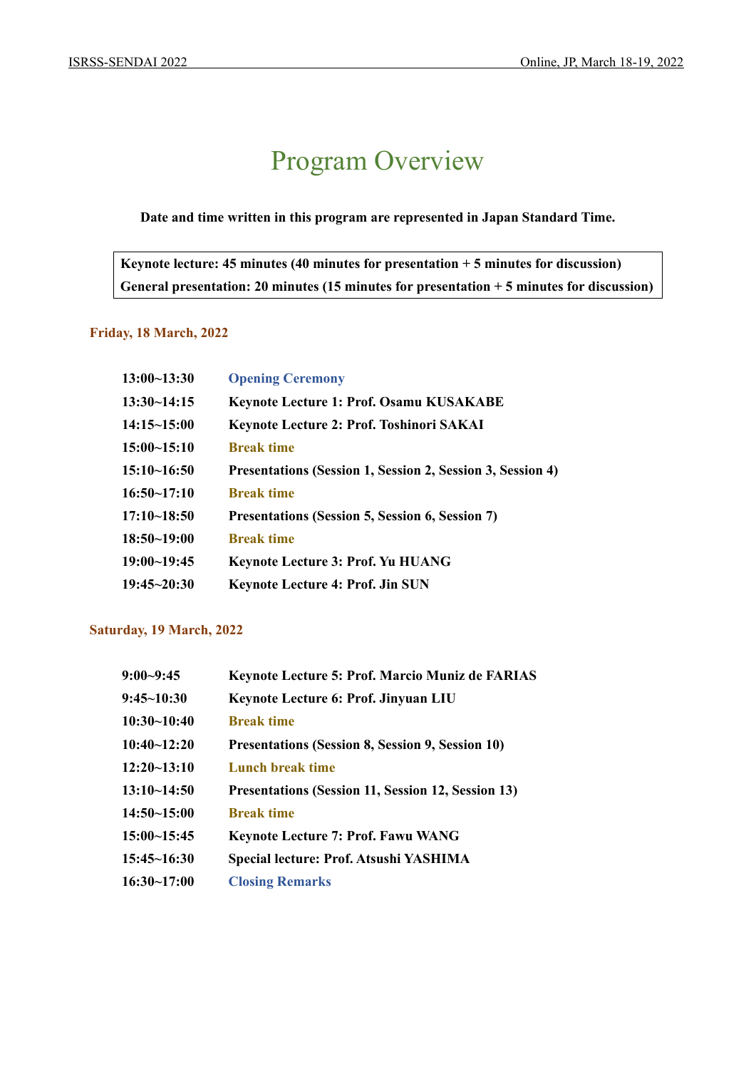# Program Overview

**Date and time written in this program are represented in Japan Standard Time.**

**Keynote lecture: 45 minutes (40 minutes for presentation + 5 minutes for discussion)**
**General presentation: 20 minutes (15 minutes for presentation + 5 minutes for discussion)**

### Friday, 18 March, 2022

| | |
|---|---|
| **13:00~13:30** | **Opening Ceremony** |
| **13:30~14:15** | **Keynote Lecture 1: Prof. Osamu KUSAKABE** |
| **14:15~15:00** | **Keynote Lecture 2: Prof. Toshinori SAKAI** |
| **15:00~15:10** | **Break time** |
| **15:10~16:50** | **Presentations (Session 1, Session 2, Session 3, Session 4)** |
| **16:50~17:10** | **Break time** |
| **17:10~18:50** | **Presentations (Session 5, Session 6, Session 7)** |
| **18:50~19:00** | **Break time** |
| **19:00~19:45** | **Keynote Lecture 3: Prof. Yu HUANG** |
| **19:45~20:30** | **Keynote Lecture 4: Prof. Jin SUN** |

### Saturday, 19 March, 2022

| | |
|---|---|
| **9:00~9:45** | **Keynote Lecture 5: Prof. Marcio Muniz de FARIAS** |
| **9:45~10:30** | **Keynote Lecture 6: Prof. Jinyuan LIU** |
| **10:30~10:40** | **Break time** |
| **10:40~12:20** | **Presentations (Session 8, Session 9, Session 10)** |
| **12:20~13:10** | **Lunch break time** |
| **13:10~14:50** | **Presentations (Session 11, Session 12, Session 13)** |
| **14:50~15:00** | **Break time** |
| **15:00~15:45** | **Keynote Lecture 7: Prof. Fawu WANG** |
| **15:45~16:30** | **Special lecture: Prof. Atsushi YASHIMA** |
| **16:30~17:00** | **Closing Remarks** |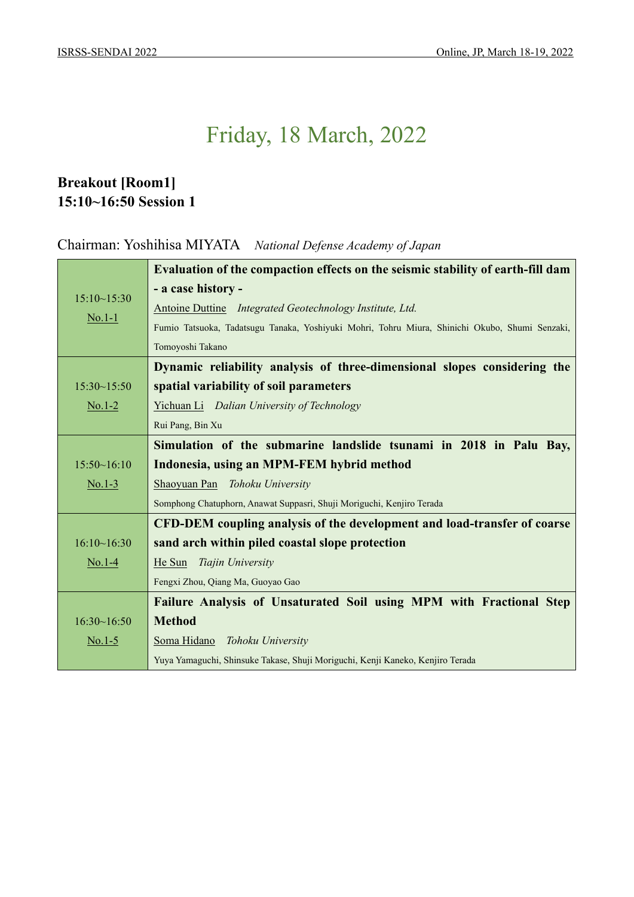# Friday, 18 March, 2022

**Breakout [Room1]**
**15:10~16:50 Session 1**

Chairman: Yoshihisa MIYATA *National Defense Academy of Japan*

| | |
|---|---|
| 15:10~15:30<br>No.1-1 | **Evaluation of the compaction effects on the seismic stability of earth-fill dam - a case history -**<br>Antoine Duttine *Integrated Geotechnology Institute, Ltd.*<br>Fumio Tatsuoka, Tadatsugu Tanaka, Yoshiyuki Mohri, Tohru Miura, Shinichi Okubo, Shumi Senzaki, Tomoyoshi Takano |
| 15:30~15:50<br>No.1-2 | **Dynamic reliability analysis of three-dimensional slopes considering the spatial variability of soil parameters**<br>Yichuan Li *Dalian University of Technology*<br>Rui Pang, Bin Xu |
| 15:50~16:10<br>No.1-3 | **Simulation of the submarine landslide tsunami in 2018 in Palu Bay, Indonesia, using an MPM-FEM hybrid method**<br>Shaoyuan Pan *Tohoku University*<br>Somphong Chatuphorn, Anawat Suppasri, Shuji Moriguchi, Kenjiro Terada |
| 16:10~16:30<br>No.1-4 | **CFD-DEM coupling analysis of the development and load-transfer of coarse sand arch within piled coastal slope protection**<br>He Sun *Tiajin University*<br>Fengxi Zhou, Qiang Ma, Guoyao Gao |
| 16:30~16:50<br>No.1-5 | **Failure Analysis of Unsaturated Soil using MPM with Fractional Step Method**<br>Soma Hidano *Tohoku University*<br>Yuya Yamaguchi, Shinsuke Takase, Shuji Moriguchi, Kenji Kaneko, Kenjiro Terada |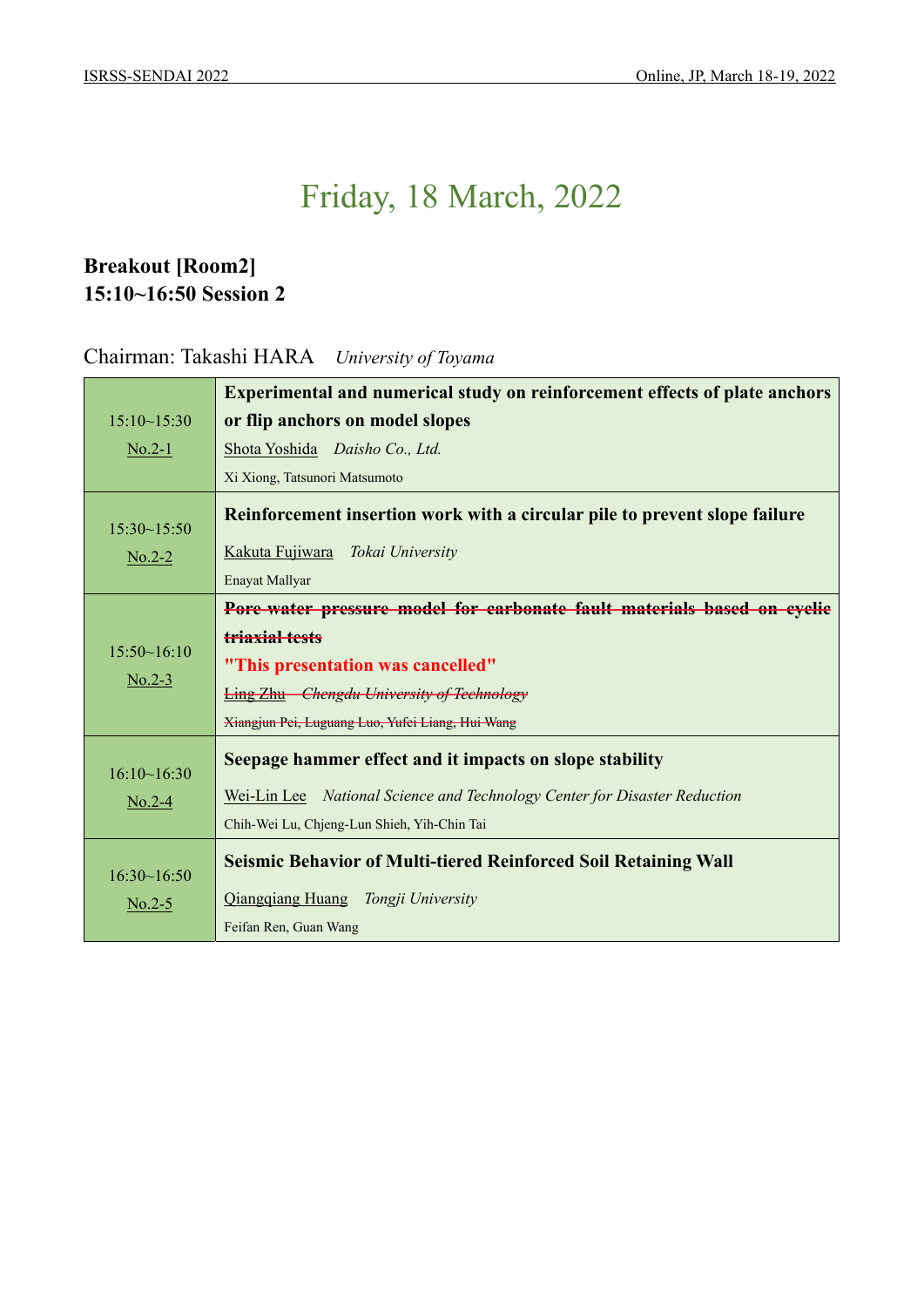# Friday, 18 March, 2022

**Breakout [Room2]**
**15:10~16:50 Session 2**

Chairman: Takashi HARA *University of Toyama*

| Time / No. | Presentation |
|---|---|
| 15:10~15:30<br>No.2-1 | **Experimental and numerical study on reinforcement effects of plate anchors or flip anchors on model slopes**<br>Shota Yoshida *Daisho Co., Ltd.*<br>Xi Xiong, Tatsunori Matsumoto |
| 15:30~15:50<br>No.2-2 | **Reinforcement insertion work with a circular pile to prevent slope failure**<br>Kakuta Fujiwara *Tokai University*<br>Enayat Mallyar |
| 15:50~16:10<br>No.2-3 | ~~**Pore water pressure model for carbonate fault materials based on cyclic triaxial tests**~~<br>**"This presentation was cancelled"**<br>~~Ling Zhu *Chengdu University of Technology*~~<br>~~Xiangjun Pei, Luguang Luo, Yufei Liang, Hui Wang~~ |
| 16:10~16:30<br>No.2-4 | **Seepage hammer effect and it impacts on slope stability**<br>Wei-Lin Lee *National Science and Technology Center for Disaster Reduction*<br>Chih-Wei Lu, Chjeng-Lun Shieh, Yih-Chin Tai |
| 16:30~16:50<br>No.2-5 | **Seismic Behavior of Multi-tiered Reinforced Soil Retaining Wall**<br>Qiangqiang Huang *Tongji University*<br>Feifan Ren, Guan Wang |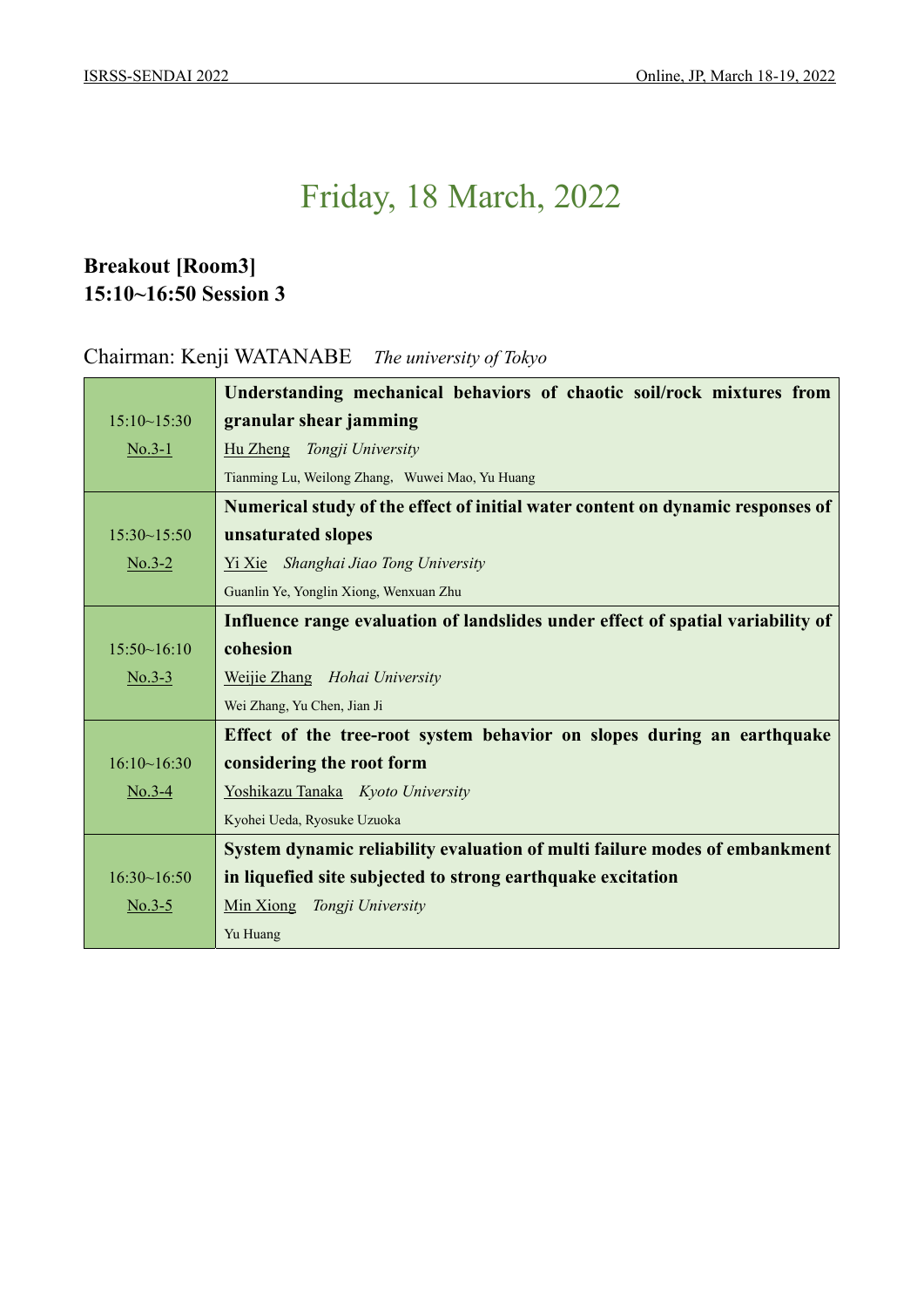# Friday, 18 March, 2022

## Breakout [Room3]
## 15:10~16:50 Session 3

Chairman: Kenji WATANABE *The university of Tokyo*

| Time / No. | Presentation |
|---|---|
| 15:10~15:30<br>No.3-1 | **Understanding mechanical behaviors of chaotic soil/rock mixtures from granular shear jamming**<br>Hu Zheng *Tongji University*<br>Tianming Lu, Weilong Zhang, Wuwei Mao, Yu Huang |
| 15:30~15:50<br>No.3-2 | **Numerical study of the effect of initial water content on dynamic responses of unsaturated slopes**<br>Yi Xie *Shanghai Jiao Tong University*<br>Guanlin Ye, Yonglin Xiong, Wenxuan Zhu |
| 15:50~16:10<br>No.3-3 | **Influence range evaluation of landslides under effect of spatial variability of cohesion**<br>Weijie Zhang *Hohai University*<br>Wei Zhang, Yu Chen, Jian Ji |
| 16:10~16:30<br>No.3-4 | **Effect of the tree-root system behavior on slopes during an earthquake considering the root form**<br>Yoshikazu Tanaka *Kyoto University*<br>Kyohei Ueda, Ryosuke Uzuoka |
| 16:30~16:50<br>No.3-5 | **System dynamic reliability evaluation of multi failure modes of embankment in liquefied site subjected to strong earthquake excitation**<br>Min Xiong *Tongji University*<br>Yu Huang |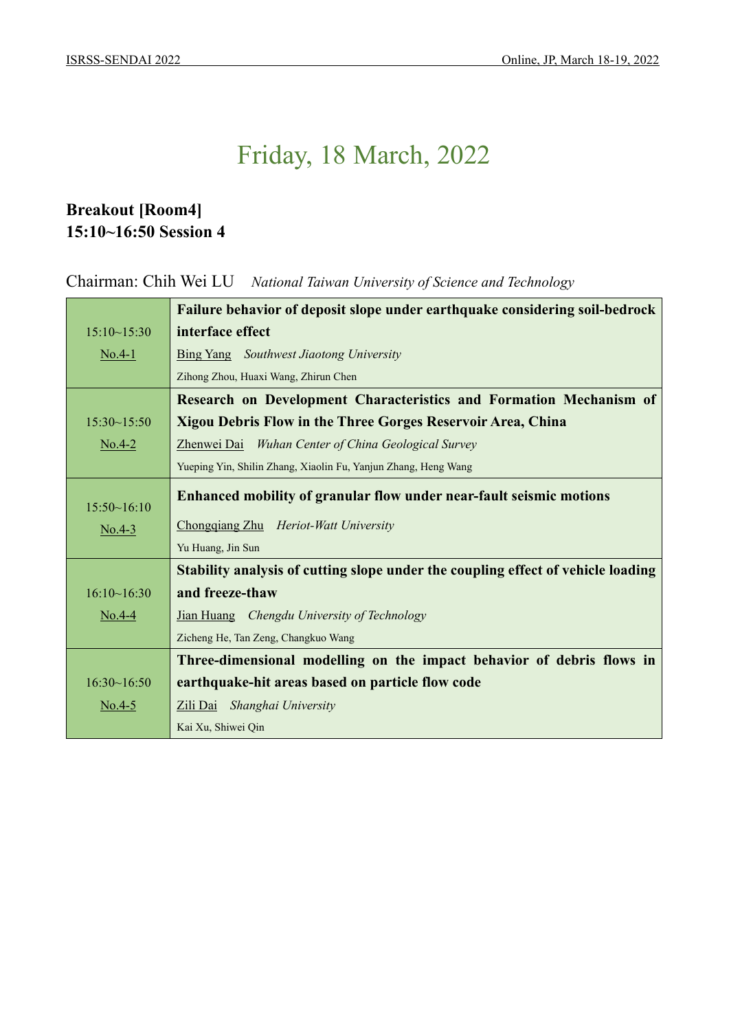# Friday, 18 March, 2022

## Breakout [Room4]
## 15:10~16:50 Session 4

Chairman: Chih Wei LU *National Taiwan University of Science and Technology*

| Time / No. | Presentation |
|---|---|
| 15:10~15:30 No.4-1 | **Failure behavior of deposit slope under earthquake considering soil-bedrock interface effect** <br> Bing Yang *Southwest Jiaotong University* <br> Zihong Zhou, Huaxi Wang, Zhirun Chen |
| 15:30~15:50 No.4-2 | **Research on Development Characteristics and Formation Mechanism of Xigou Debris Flow in the Three Gorges Reservoir Area, China** <br> Zhenwei Dai *Wuhan Center of China Geological Survey* <br> Yueping Yin, Shilin Zhang, Xiaolin Fu, Yanjun Zhang, Heng Wang |
| 15:50~16:10 No.4-3 | **Enhanced mobility of granular flow under near-fault seismic motions** <br> Chongqiang Zhu *Heriot-Watt University* <br> Yu Huang, Jin Sun |
| 16:10~16:30 No.4-4 | **Stability analysis of cutting slope under the coupling effect of vehicle loading and freeze-thaw** <br> Jian Huang *Chengdu University of Technology* <br> Zicheng He, Tan Zeng, Changkuo Wang |
| 16:30~16:50 No.4-5 | **Three-dimensional modelling on the impact behavior of debris flows in earthquake-hit areas based on particle flow code** <br> Zili Dai *Shanghai University* <br> Kai Xu, Shiwei Qin |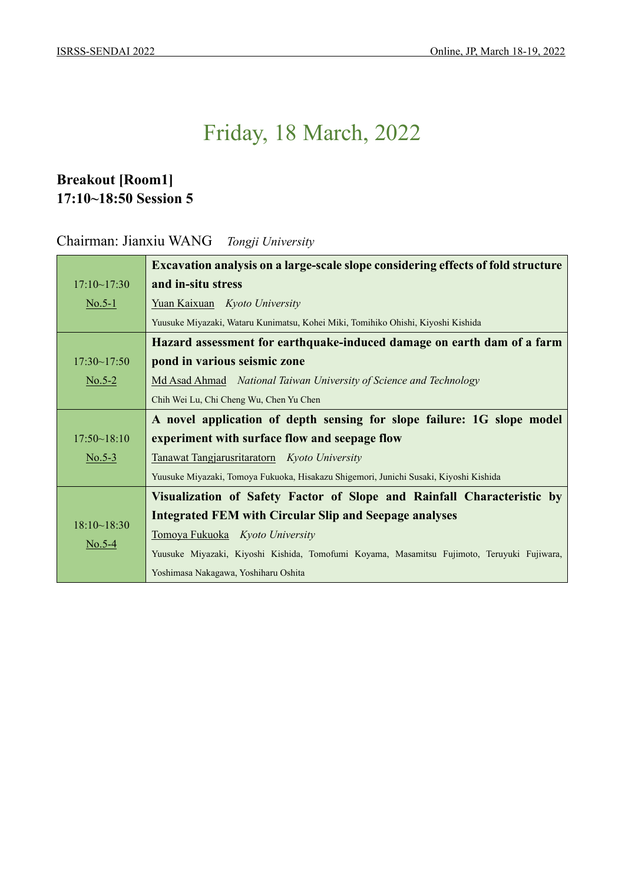# Friday, 18 March, 2022

**Breakout [Room1]**
**17:10~18:50 Session 5**

Chairman: Jianxiu WANG *Tongji University*

| Time | Presentation |
|---|---|
| 17:10~17:30<br>No.5-1 | **Excavation analysis on a large-scale slope considering effects of fold structure and in-situ stress**<br>Yuan Kaixuan *Kyoto University*<br>Yuusuke Miyazaki, Wataru Kunimatsu, Kohei Miki, Tomihiko Ohishi, Kiyoshi Kishida |
| 17:30~17:50<br>No.5-2 | **Hazard assessment for earthquake-induced damage on earth dam of a farm pond in various seismic zone**<br>Md Asad Ahmad *National Taiwan University of Science and Technology*<br>Chih Wei Lu, Chi Cheng Wu, Chen Yu Chen |
| 17:50~18:10<br>No.5-3 | **A novel application of depth sensing for slope failure: 1G slope model experiment with surface flow and seepage flow**<br>Tanawat Tangjarusritaratorn *Kyoto University*<br>Yuusuke Miyazaki, Tomoya Fukuoka, Hisakazu Shigemori, Junichi Susaki, Kiyoshi Kishida |
| 18:10~18:30<br>No.5-4 | **Visualization of Safety Factor of Slope and Rainfall Characteristic by Integrated FEM with Circular Slip and Seepage analyses**<br>Tomoya Fukuoka *Kyoto University*<br>Yuusuke Miyazaki, Kiyoshi Kishida, Tomofumi Koyama, Masamitsu Fujimoto, Teruyuki Fujiwara, Yoshimasa Nakagawa, Yoshiharu Oshita |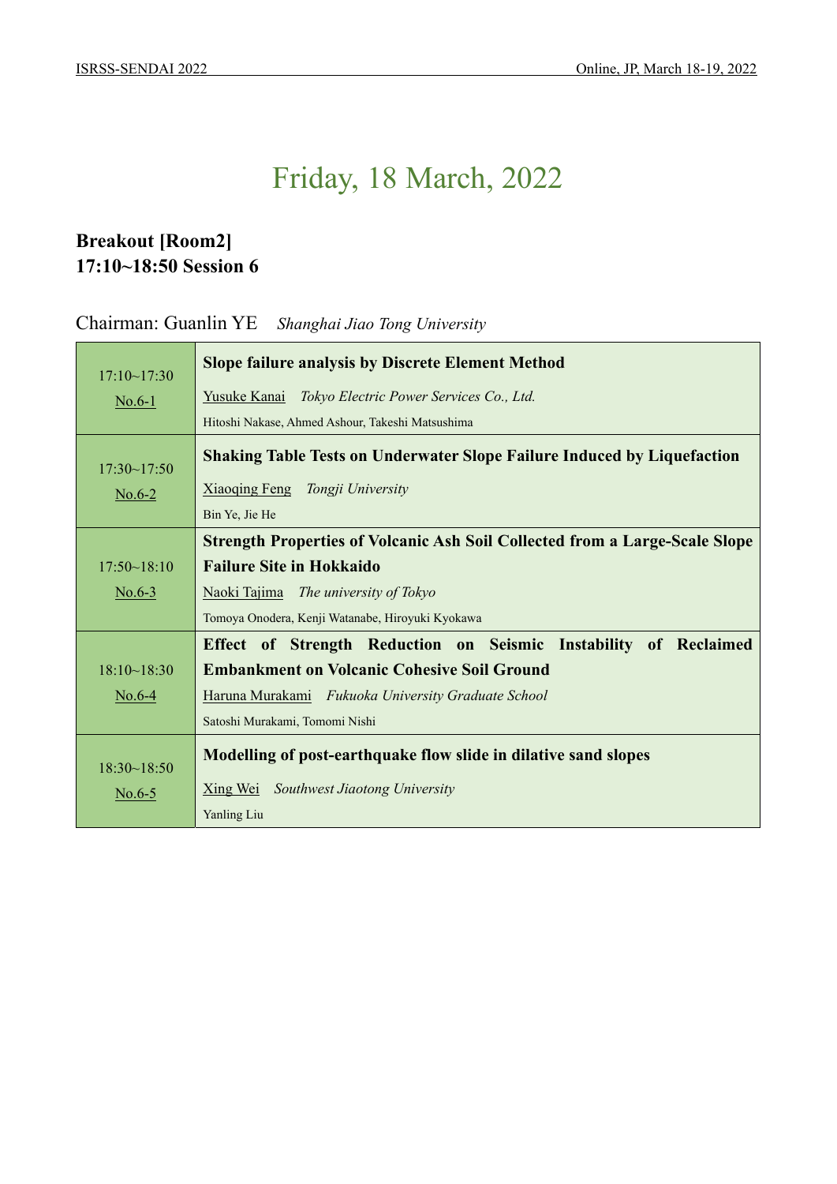# Friday, 18 March, 2022

## Breakout [Room2]
## 17:10~18:50 Session 6

Chairman: Guanlin YE *Shanghai Jiao Tong University*

| Time / No. | Presentation |
| --- | --- |
| 17:10~17:30<br>No.6-1 | **Slope failure analysis by Discrete Element Method**<br>Yusuke Kanai *Tokyo Electric Power Services Co., Ltd.*<br>Hitoshi Nakase, Ahmed Ashour, Takeshi Matsushima |
| 17:30~17:50<br>No.6-2 | **Shaking Table Tests on Underwater Slope Failure Induced by Liquefaction**<br>Xiaoqing Feng *Tongji University*<br>Bin Ye, Jie He |
| 17:50~18:10<br>No.6-3 | **Strength Properties of Volcanic Ash Soil Collected from a Large-Scale Slope Failure Site in Hokkaido**<br>Naoki Tajima *The university of Tokyo*<br>Tomoya Onodera, Kenji Watanabe, Hiroyuki Kyokawa |
| 18:10~18:30<br>No.6-4 | **Effect of Strength Reduction on Seismic Instability of Reclaimed Embankment on Volcanic Cohesive Soil Ground**<br>Haruna Murakami *Fukuoka University Graduate School*<br>Satoshi Murakami, Tomomi Nishi |
| 18:30~18:50<br>No.6-5 | **Modelling of post-earthquake flow slide in dilative sand slopes**<br>Xing Wei *Southwest Jiaotong University*<br>Yanling Liu |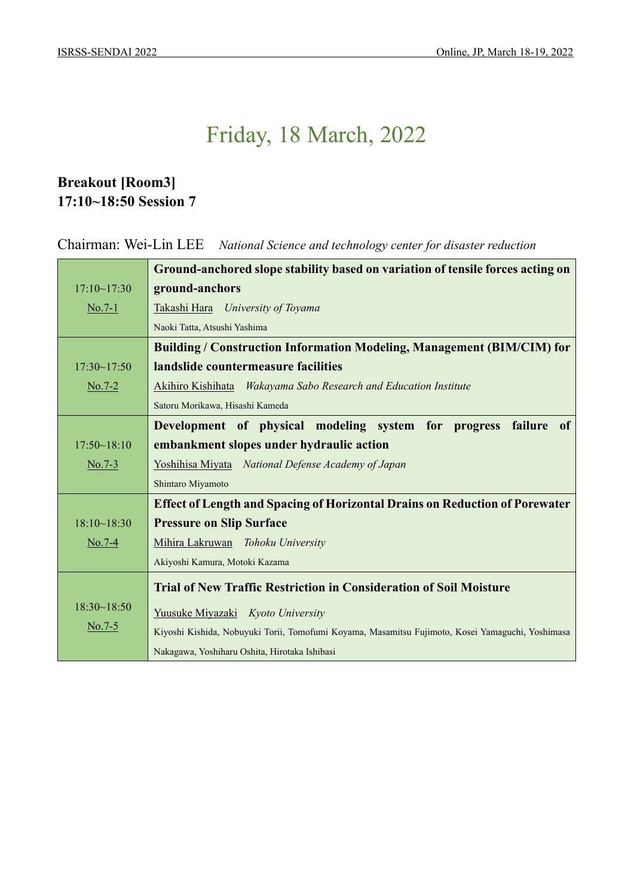# Friday, 18 March, 2022

**Breakout [Room3]**
**17:10~18:50 Session 7**

Chairman: Wei-Lin LEE *National Science and technology center for disaster reduction*

| Time / No. | Presentation |
|---|---|
| 17:10~17:30 No.7-1 | **Ground-anchored slope stability based on variation of tensile forces acting on ground-anchors**<br>Takashi Hara *University of Toyama*<br>Naoki Tatta, Atsushi Yashima |
| 17:30~17:50 No.7-2 | **Building / Construction Information Modeling, Management (BIM/CIM) for landslide countermeasure facilities**<br>Akihiro Kishihata *Wakayama Sabo Research and Education Institute*<br>Satoru Morikawa, Hisashi Kameda |
| 17:50~18:10 No.7-3 | **Development of physical modeling system for progress failure of embankment slopes under hydraulic action**<br>Yoshihisa Miyata *National Defense Academy of Japan*<br>Shintaro Miyamoto |
| 18:10~18:30 No.7-4 | **Effect of Length and Spacing of Horizontal Drains on Reduction of Porewater Pressure on Slip Surface**<br>Mihira Lakruwan *Tohoku University*<br>Akiyoshi Kamura, Motoki Kazama |
| 18:30~18:50 No.7-5 | **Trial of New Traffic Restriction in Consideration of Soil Moisture**<br>Yuusuke Miyazaki *Kyoto University*<br>Kiyoshi Kishida, Nobuyuki Torii, Tomofumi Koyama, Masamitsu Fujimoto, Kosei Yamaguchi, Yoshimasa Nakagawa, Yoshiharu Oshita, Hirotaka Ishibasi |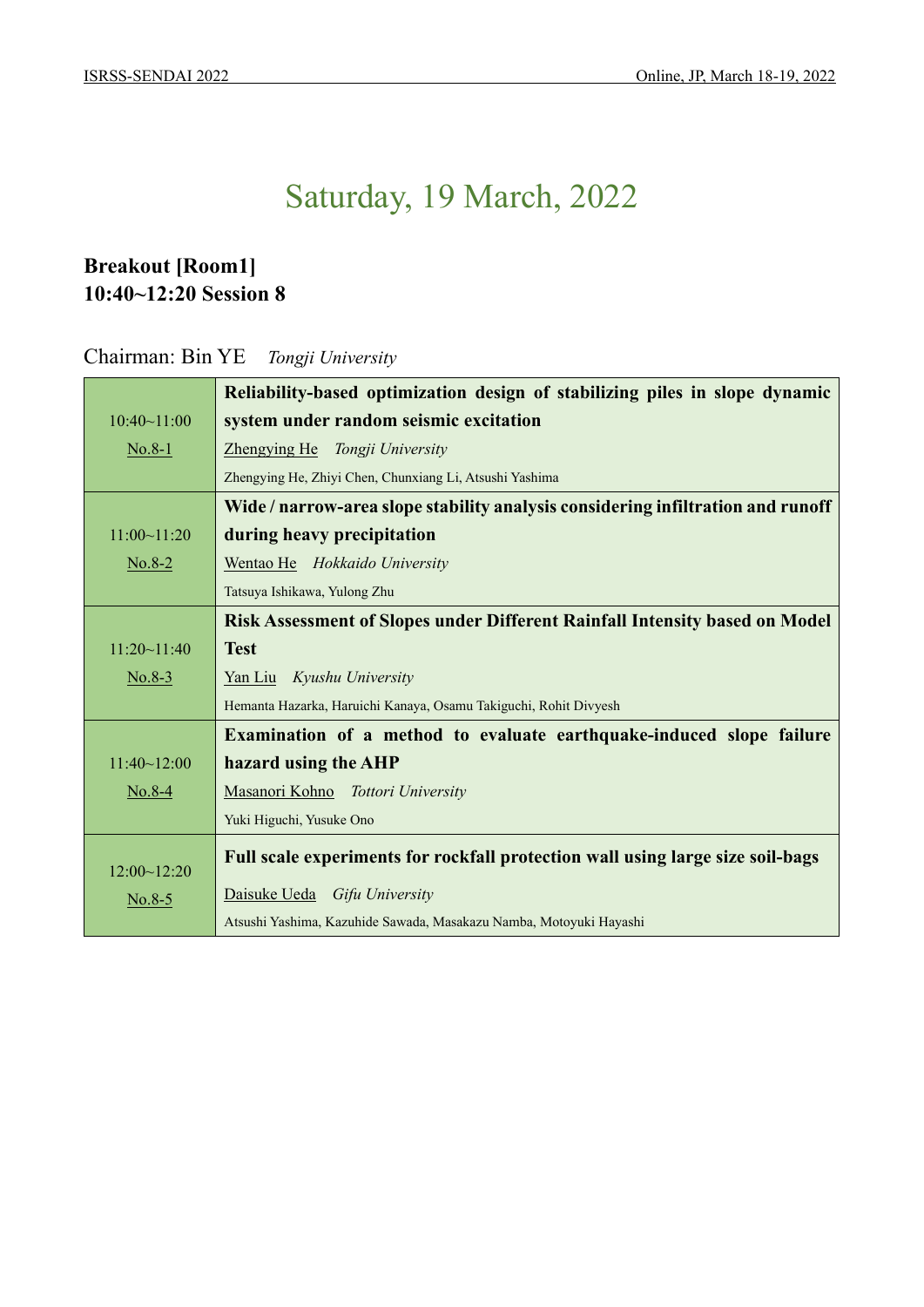# Saturday, 19 March, 2022

## Breakout [Room1]
## 10:40~12:20 Session 8

Chairman: Bin YE *Tongji University*

| Time / No. | Presentation |
|---|---|
| 10:40~11:00<br>No.8-1 | **Reliability-based optimization design of stabilizing piles in slope dynamic system under random seismic excitation**<br>Zhengying He *Tongji University*<br>Zhengying He, Zhiyi Chen, Chunxiang Li, Atsushi Yashima |
| 11:00~11:20<br>No.8-2 | **Wide / narrow-area slope stability analysis considering infiltration and runoff during heavy precipitation**<br>Wentao He *Hokkaido University*<br>Tatsuya Ishikawa, Yulong Zhu |
| 11:20~11:40<br>No.8-3 | **Risk Assessment of Slopes under Different Rainfall Intensity based on Model Test**<br>Yan Liu *Kyushu University*<br>Hemanta Hazarka, Haruichi Kanaya, Osamu Takiguchi, Rohit Divyesh |
| 11:40~12:00<br>No.8-4 | **Examination of a method to evaluate earthquake-induced slope failure hazard using the AHP**<br>Masanori Kohno *Tottori University*<br>Yuki Higuchi, Yusuke Ono |
| 12:00~12:20<br>No.8-5 | **Full scale experiments for rockfall protection wall using large size soil-bags**<br>Daisuke Ueda *Gifu University*<br>Atsushi Yashima, Kazuhide Sawada, Masakazu Namba, Motoyuki Hayashi |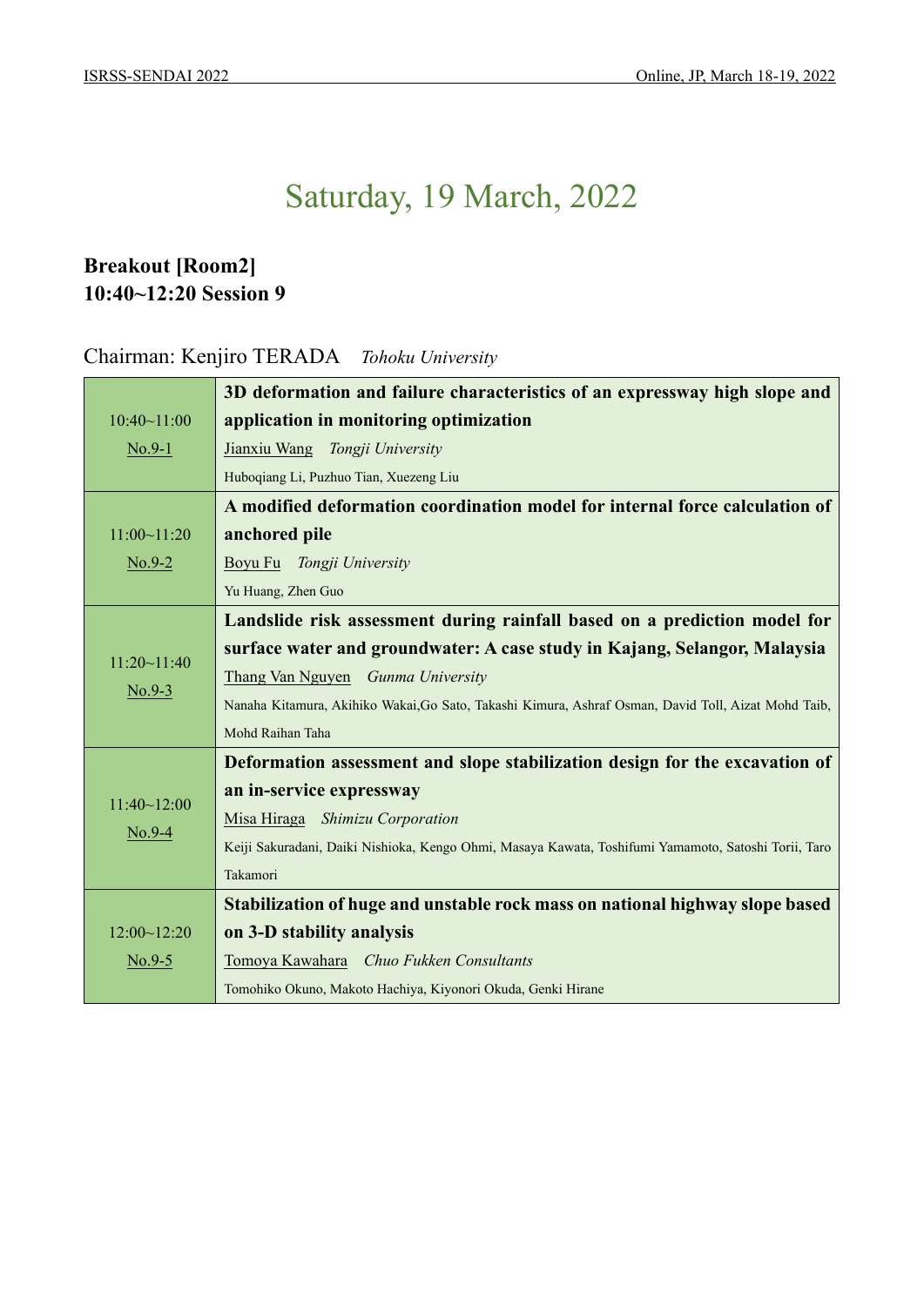# Saturday, 19 March, 2022

**Breakout [Room2]**
**10:40~12:20 Session 9**

Chairman: Kenjiro TERADA *Tohoku University*

| Time / No. | Presentation |
|---|---|
| 10:40~11:00<br>No.9-1 | **3D deformation and failure characteristics of an expressway high slope and application in monitoring optimization**<br>Jianxiu Wang *Tongji University*<br>Huboqiang Li, Puzhuo Tian, Xuezeng Liu |
| 11:00~11:20<br>No.9-2 | **A modified deformation coordination model for internal force calculation of anchored pile**<br>Boyu Fu *Tongji University*<br>Yu Huang, Zhen Guo |
| 11:20~11:40<br>No.9-3 | **Landslide risk assessment during rainfall based on a prediction model for surface water and groundwater: A case study in Kajang, Selangor, Malaysia**<br>Thang Van Nguyen *Gunma University*<br>Nanaha Kitamura, Akihiko Wakai,Go Sato, Takashi Kimura, Ashraf Osman, David Toll, Aizat Mohd Taib, Mohd Raihan Taha |
| 11:40~12:00<br>No.9-4 | **Deformation assessment and slope stabilization design for the excavation of an in-service expressway**<br>Misa Hiraga *Shimizu Corporation*<br>Keiji Sakuradani, Daiki Nishioka, Kengo Ohmi, Masaya Kawata, Toshifumi Yamamoto, Satoshi Torii, Taro Takamori |
| 12:00~12:20<br>No.9-5 | **Stabilization of huge and unstable rock mass on national highway slope based on 3-D stability analysis**<br>Tomoya Kawahara *Chuo Fukken Consultants*<br>Tomohiko Okuno, Makoto Hachiya, Kiyonori Okuda, Genki Hirane |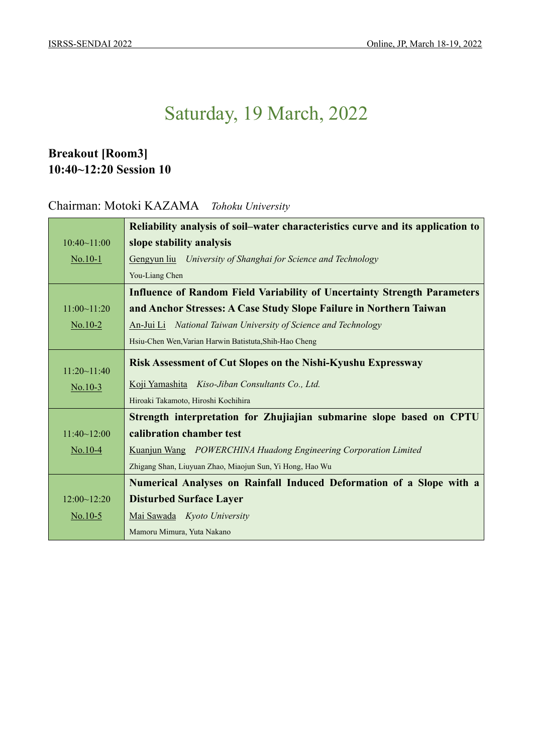# Saturday, 19 March, 2022

**Breakout [Room3]**
**10:40~12:20 Session 10**

Chairman: Motoki KAZAMA *Tohoku University*

| Time / No. | Presentation |
| --- | --- |
| 10:40~11:00 No.10-1 | **Reliability analysis of soil–water characteristics curve and its application to slope stability analysis** Gengyun liu *University of Shanghai for Science and Technology* You-Liang Chen |
| 11:00~11:20 No.10-2 | **Influence of Random Field Variability of Uncertainty Strength Parameters and Anchor Stresses: A Case Study Slope Failure in Northern Taiwan** An-Jui Li *National Taiwan University of Science and Technology* Hsiu-Chen Wen,Varian Harwin Batistuta,Shih-Hao Cheng |
| 11:20~11:40 No.10-3 | **Risk Assessment of Cut Slopes on the Nishi-Kyushu Expressway** Koji Yamashita *Kiso-Jiban Consultants Co., Ltd.* Hiroaki Takamoto, Hiroshi Kochihira |
| 11:40~12:00 No.10-4 | **Strength interpretation for Zhujiajian submarine slope based on CPTU calibration chamber test** Kuanjun Wang *POWERCHINA Huadong Engineering Corporation Limited* Zhigang Shan, Liuyuan Zhao, Miaojun Sun, Yi Hong, Hao Wu |
| 12:00~12:20 No.10-5 | **Numerical Analyses on Rainfall Induced Deformation of a Slope with a Disturbed Surface Layer** Mai Sawada *Kyoto University* Mamoru Mimura, Yuta Nakano |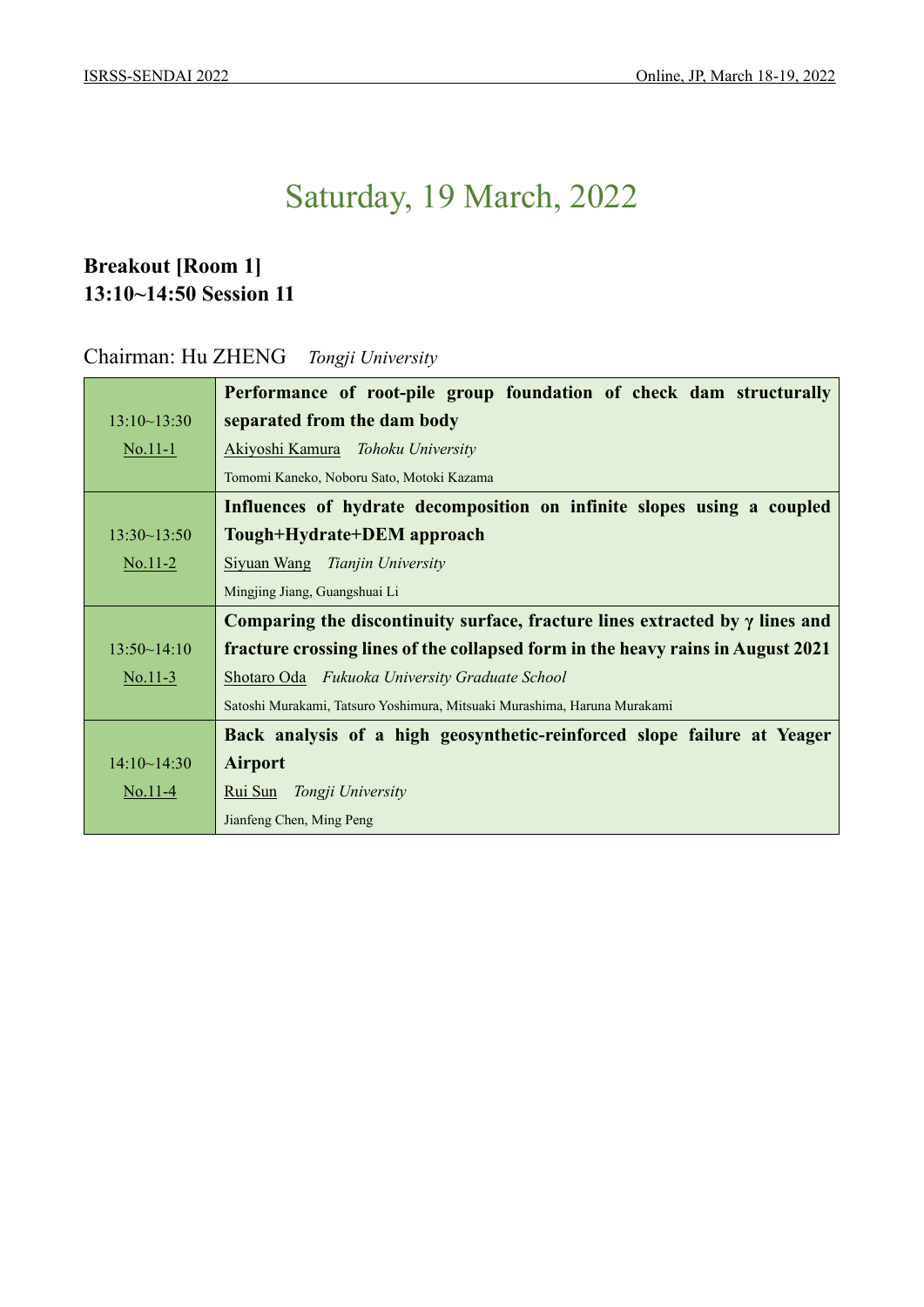# Saturday, 19 March, 2022

**Breakout [Room 1]**
**13:10~14:50 Session 11**

Chairman: Hu ZHENG *Tongji University*

| | |
|---|---|
| 13:10~13:30<br>No.11-1 | **Performance of root-pile group foundation of check dam structurally separated from the dam body**<br>Akiyoshi Kamura *Tohoku University*<br>Tomomi Kaneko, Noboru Sato, Motoki Kazama |
| 13:30~13:50<br>No.11-2 | **Influences of hydrate decomposition on infinite slopes using a coupled Tough+Hydrate+DEM approach**<br>Siyuan Wang *Tianjin University*<br>Mingjing Jiang, Guangshuai Li |
| 13:50~14:10<br>No.11-3 | **Comparing the discontinuity surface, fracture lines extracted by γ lines and fracture crossing lines of the collapsed form in the heavy rains in August 2021**<br>Shotaro Oda *Fukuoka University Graduate School*<br>Satoshi Murakami, Tatsuro Yoshimura, Mitsuaki Murashima, Haruna Murakami |
| 14:10~14:30<br>No.11-4 | **Back analysis of a high geosynthetic-reinforced slope failure at Yeager Airport**<br>Rui Sun *Tongji University*<br>Jianfeng Chen, Ming Peng |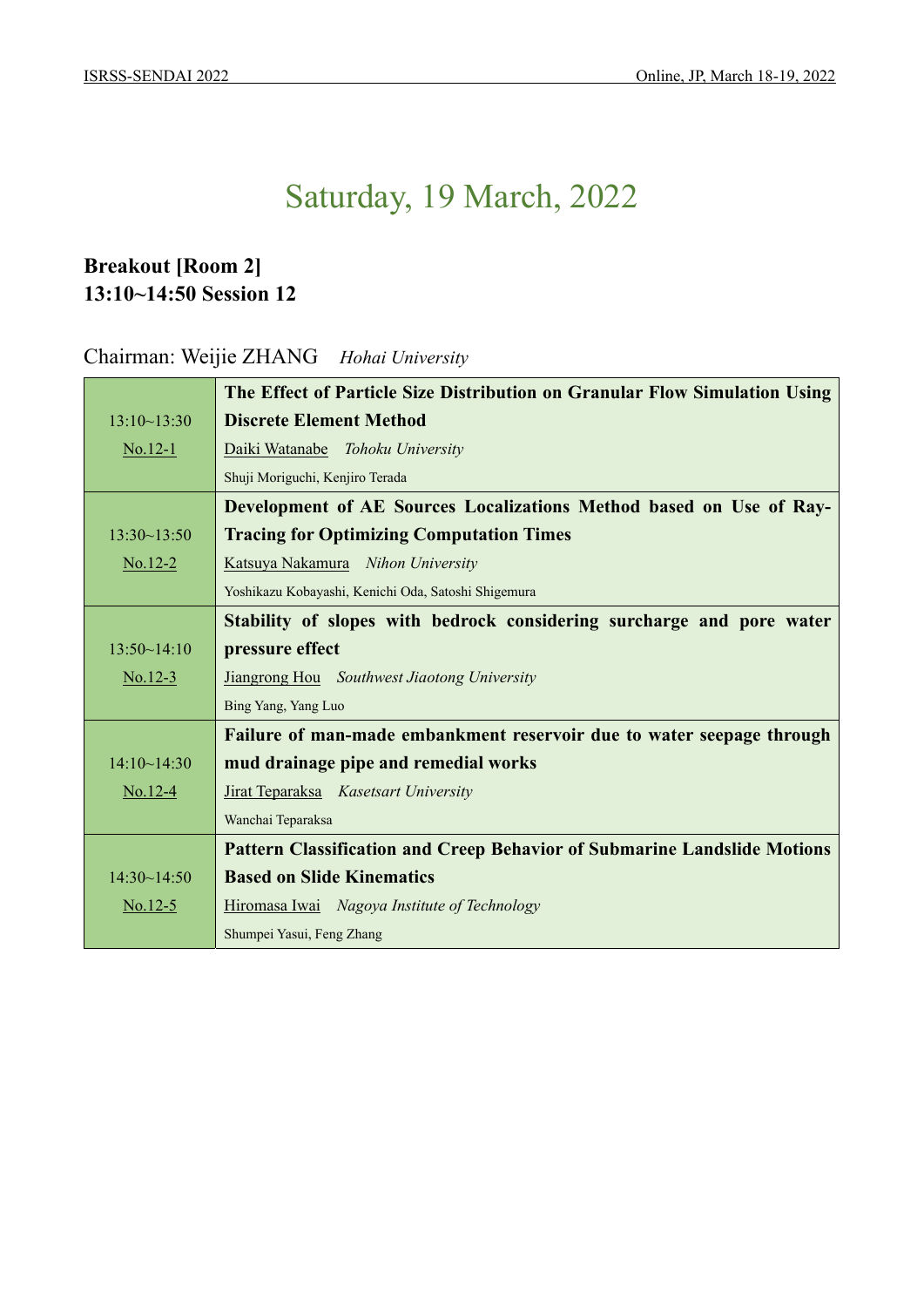# Saturday, 19 March, 2022

**Breakout [Room 2]**
**13:10~14:50 Session 12**

Chairman: Weijie ZHANG *Hohai University*

| Time / No. | Presentation |
|---|---|
| 13:10~13:30<br>No.12-1 | **The Effect of Particle Size Distribution on Granular Flow Simulation Using Discrete Element Method**<br>Daiki Watanabe *Tohoku University*<br>Shuji Moriguchi, Kenjiro Terada |
| 13:30~13:50<br>No.12-2 | **Development of AE Sources Localizations Method based on Use of Ray-Tracing for Optimizing Computation Times**<br>Katsuya Nakamura *Nihon University*<br>Yoshikazu Kobayashi, Kenichi Oda, Satoshi Shigemura |
| 13:50~14:10<br>No.12-3 | **Stability of slopes with bedrock considering surcharge and pore water pressure effect**<br>Jiangrong Hou *Southwest Jiaotong University*<br>Bing Yang, Yang Luo |
| 14:10~14:30<br>No.12-4 | **Failure of man-made embankment reservoir due to water seepage through mud drainage pipe and remedial works**<br>Jirat Teparaksa *Kasetsart University*<br>Wanchai Teparaksa |
| 14:30~14:50<br>No.12-5 | **Pattern Classification and Creep Behavior of Submarine Landslide Motions Based on Slide Kinematics**<br>Hiromasa Iwai *Nagoya Institute of Technology*<br>Shumpei Yasui, Feng Zhang |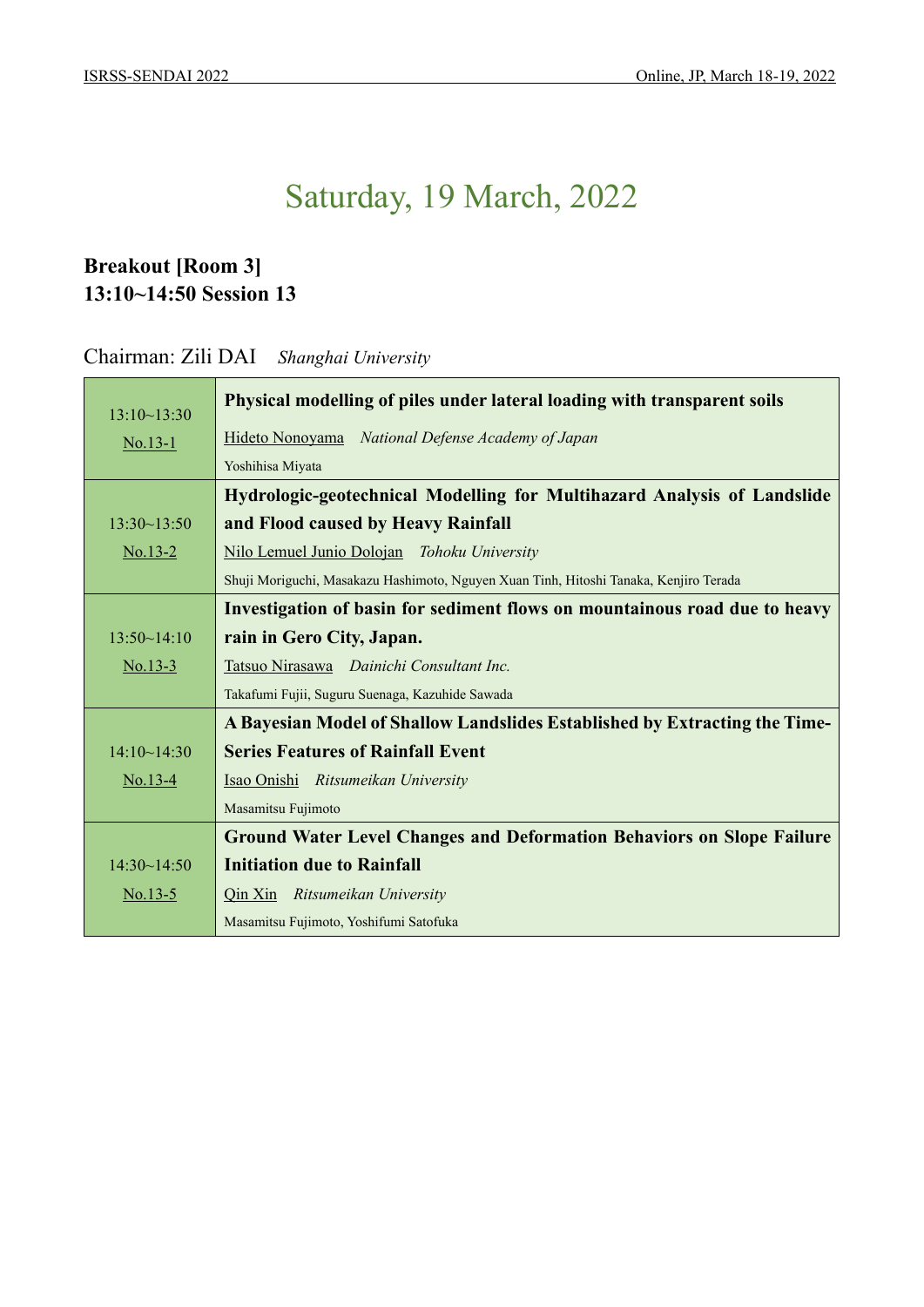# Saturday, 19 March, 2022

**Breakout [Room 3]**
**13:10~14:50 Session 13**

Chairman: Zili DAI *Shanghai University*

| | |
|---|---|
| 13:10~13:30<br>No.13-1 | **Physical modelling of piles under lateral loading with transparent soils**<br>Hideto Nonoyama *National Defense Academy of Japan*<br>Yoshihisa Miyata |
| 13:30~13:50<br>No.13-2 | **Hydrologic-geotechnical Modelling for Multihazard Analysis of Landslide and Flood caused by Heavy Rainfall**<br>Nilo Lemuel Junio Dolojan *Tohoku University*<br>Shuji Moriguchi, Masakazu Hashimoto, Nguyen Xuan Tinh, Hitoshi Tanaka, Kenjiro Terada |
| 13:50~14:10<br>No.13-3 | **Investigation of basin for sediment flows on mountainous road due to heavy rain in Gero City, Japan.**<br>Tatsuo Nirasawa *Dainichi Consultant Inc.*<br>Takafumi Fujii, Suguru Suenaga, Kazuhide Sawada |
| 14:10~14:30<br>No.13-4 | **A Bayesian Model of Shallow Landslides Established by Extracting the Time-Series Features of Rainfall Event**<br>Isao Onishi *Ritsumeikan University*<br>Masamitsu Fujimoto |
| 14:30~14:50<br>No.13-5 | **Ground Water Level Changes and Deformation Behaviors on Slope Failure Initiation due to Rainfall**<br>Qin Xin *Ritsumeikan University*<br>Masamitsu Fujimoto, Yoshifumi Satofuka |